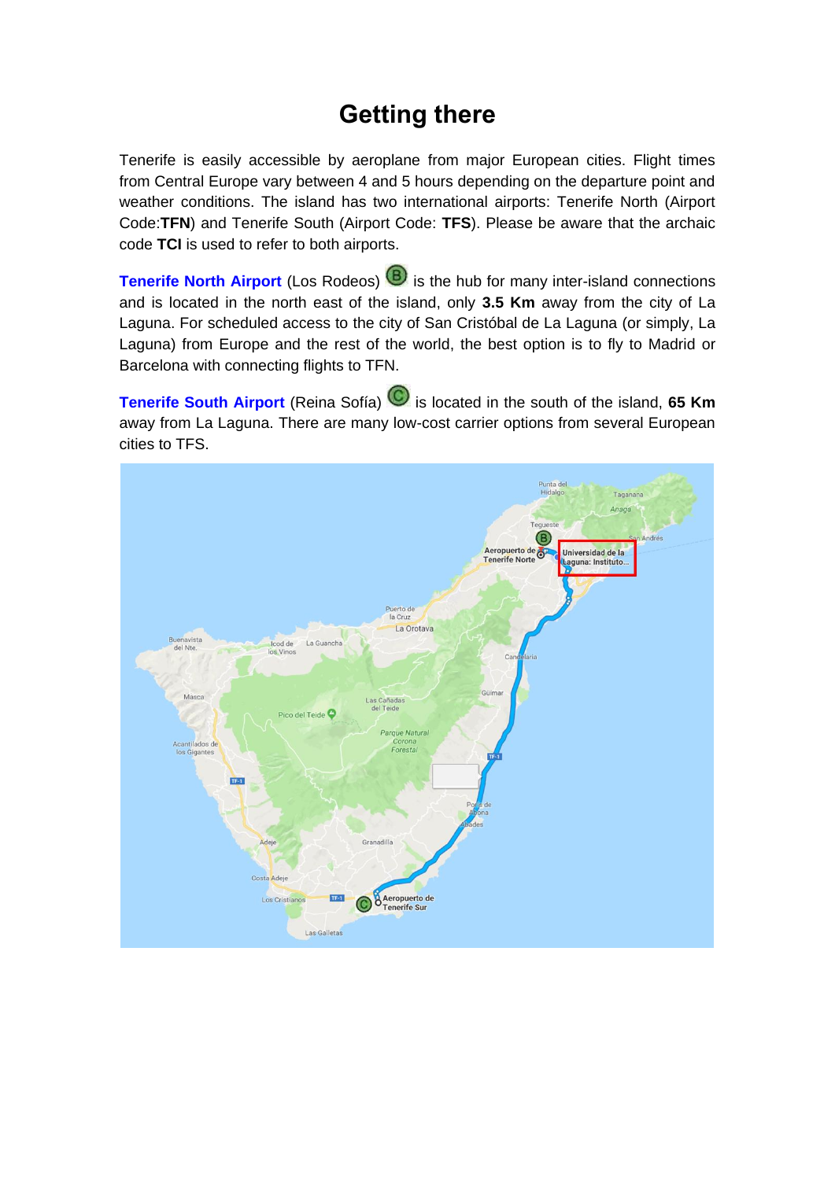# Getting there

Tenerife is easily accessible by aeroplane from major European cities. Flight times from Central Europe vary between 4 and 5 hours depending on the departure point and weather conditions. The island has two international airports: Tenerife North (Airport Code:**TFN**) and Tenerife South (Airport Code: **TFS**). Please be aware that the archaic code **TCI** is used to refer to both airports.

**Tenerife North Airport** (Los Rodeos) (B) is the hub for many inter-island connections and is located in the north east of the island, only **3.5 Km** away from the city of La Laguna. For scheduled access to the city of San Cristóbal de La Laguna (or simply, La Laguna) from Europe and the rest of the world, the best option is to fly to Madrid or Barcelona with connecting flights to TFN.

**Tenerife South Airport** (Reina Sofía) (C) is located in the south of the island, **65 Km** away from La Laguna. There are many low-cost carrier options from several European cities to TFS.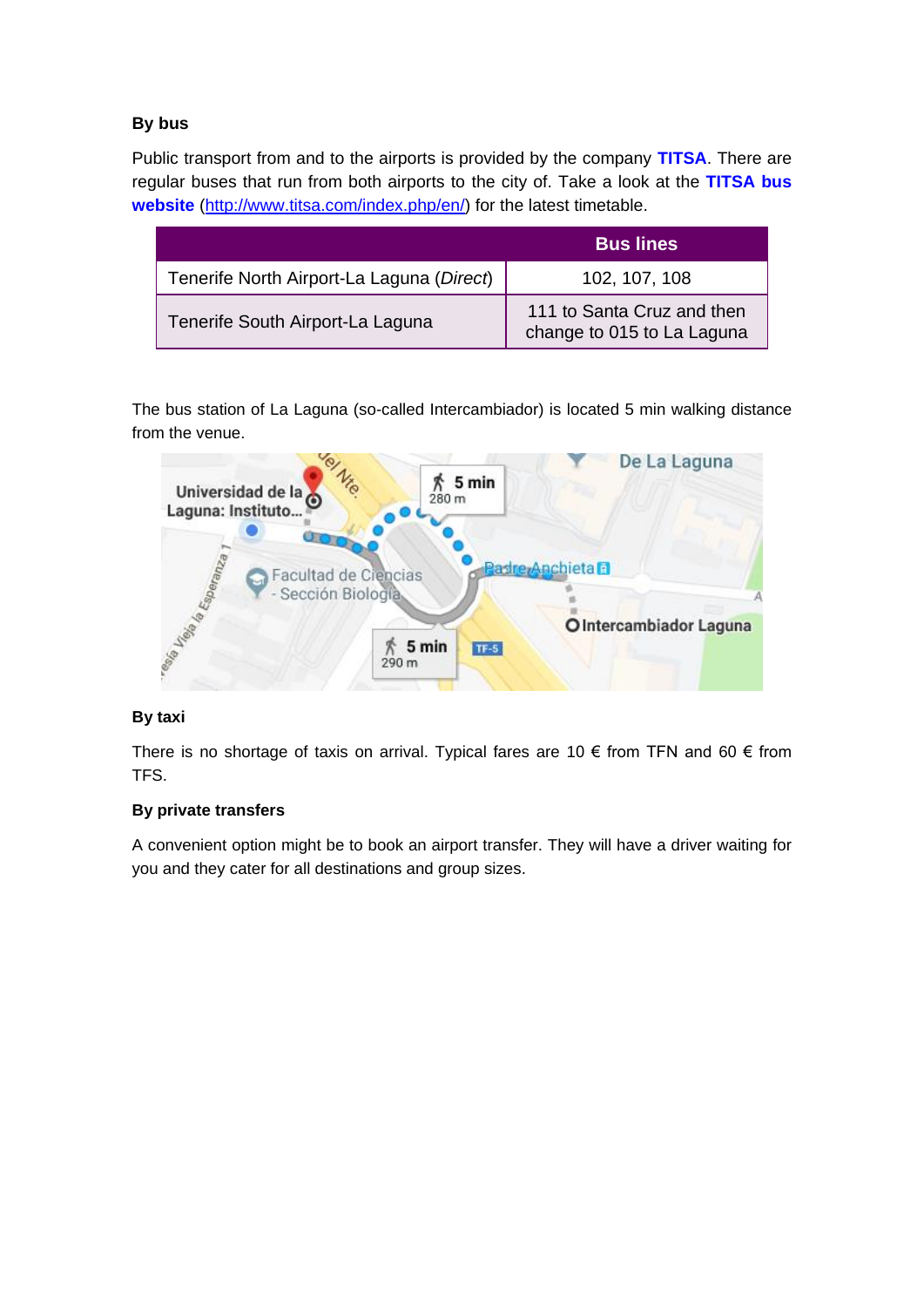**By bus**

Public transport from and to the airports is provided by the company **TITSA**. There are regular buses that run from both airports to the city of. Take a look at the **TITSA bus website** (http://www.titsa.com/index.php/en/) for the latest timetable.

| | Bus lines |
|---|---|
| Tenerife North Airport-La Laguna (*Direct*) | 102, 107, 108 |
| Tenerife South Airport-La Laguna | 111 to Santa Cruz and then change to 015 to La Laguna |

The bus station of La Laguna (so-called Intercambiador) is located 5 min walking distance from the venue.

**By taxi**

There is no shortage of taxis on arrival. Typical fares are 10 € from TFN and 60 € from TFS.

**By private transfers**

A convenient option might be to book an airport transfer. They will have a driver waiting for you and they cater for all destinations and group sizes.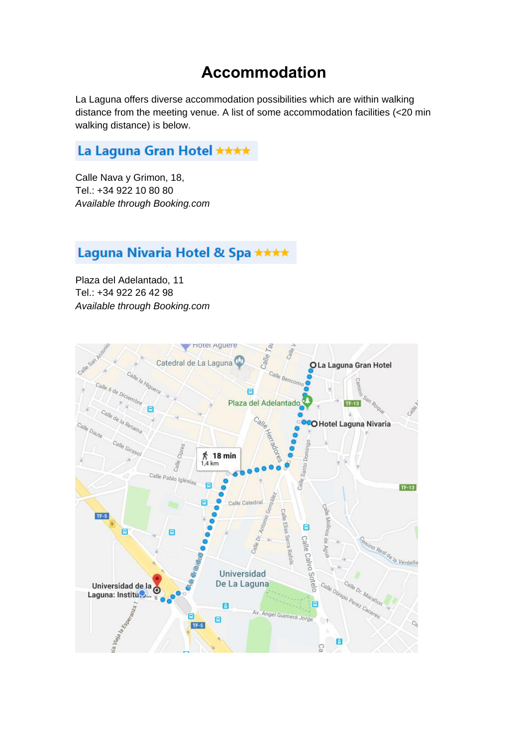# Accommodation

La Laguna offers diverse accommodation possibilities which are within walking distance from the meeting venue. A list of some accommodation facilities (<20 min walking distance) is below.

## La Laguna Gran Hotel ★★★★

Calle Nava y Grimon, 18,
Tel.: +34 922 10 80 80
*Available through Booking.com*

## Laguna Nivaria Hotel & Spa ★★★★

Plaza del Adelantado, 11
Tel.: +34 922 26 42 98
*Available through Booking.com*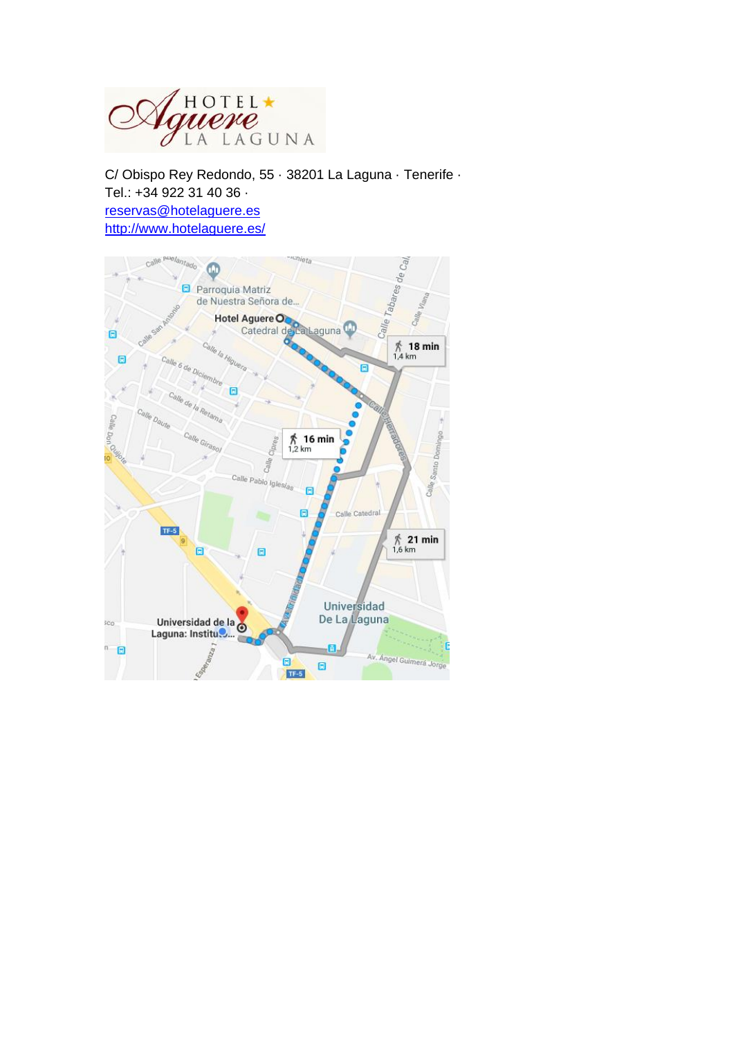C/ Obispo Rey Redondo, 55 · 38201 La Laguna · Tenerife ·
Tel.: +34 922 31 40 36 ·
reservas@hotelaguere.es
http://www.hotelaguere.es/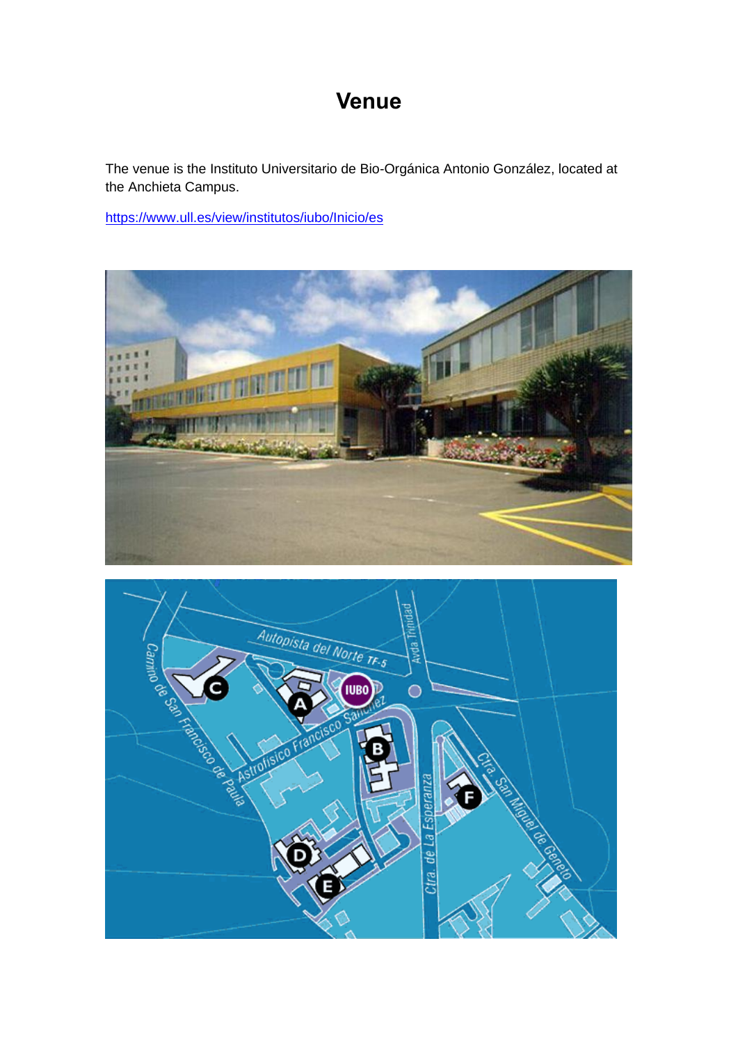# Venue

The venue is the Instituto Universitario de Bio-Orgánica Antonio González, located at the Anchieta Campus.

https://www.ull.es/view/institutos/iubo/Inicio/es